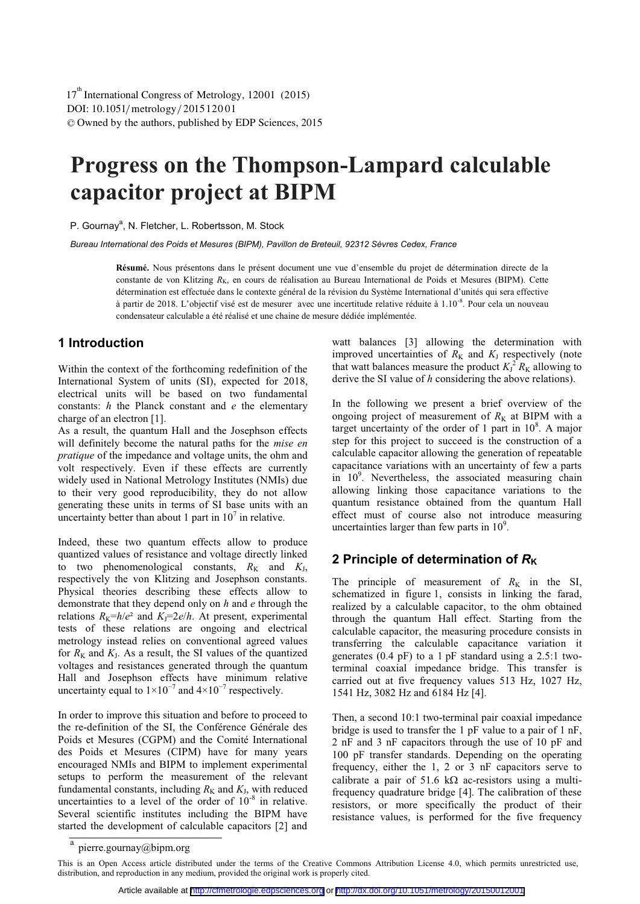# Progress on the Thompson-Lampard calculable capacitor project at BIPM

P. Gournay[a], N. Fletcher, L. Robertsson, M. Stock

*Bureau International des Poids et Mesures (BIPM), Pavillon de Breteuil, 92312 Sèvres Cedex, France*

**Résumé.** Nous présentons dans le présent document une vue d'ensemble du projet de détermination directe de la constante de von Klitzing $R_K$, en cours de réalisation au Bureau International de Poids et Mesures (BIPM). Cette détermination est effectuée dans le contexte général de la révision du Système International d'unités qui sera effective à partir de 2018. L'objectif visé est de mesurer avec une incertitude relative réduite à $1.10^{-8}$. Pour cela un nouveau condensateur calculable a été réalisé et une chaine de mesure dédiée implémentée.

## 1 Introduction

Within the context of the forthcoming redefinition of the International System of units (SI), expected for 2018, electrical units will be based on two fundamental constants: $h$ the Planck constant and $e$ the elementary charge of an electron [1].

As a result, the quantum Hall and the Josephson effects will definitely become the natural paths for the *mise en pratique* of the impedance and voltage units, the ohm and volt respectively. Even if these effects are currently widely used in National Metrology Institutes (NMIs) due to their very good reproducibility, they do not allow generating these units in terms of SI base units with an uncertainty better than about 1 part in $10^7$ in relative.

Indeed, these two quantum effects allow to produce quantized values of resistance and voltage directly linked to two phenomenological constants, $R_K$ and $K_J$, respectively the von Klitzing and Josephson constants. Physical theories describing these effects allow to demonstrate that they depend only on $h$ and $e$ through the relations $R_K=h/e^2$ and $K_J=2e/h$. At present, experimental tests of these relations are ongoing and electrical metrology instead relies on conventional agreed values for $R_K$ and $K_J$. As a result, the SI values of the quantized voltages and resistances generated through the quantum Hall and Josephson effects have minimum relative uncertainty equal to $1\times10^{-7}$ and $4\times10^{-7}$ respectively.

In order to improve this situation and before to proceed to the re-definition of the SI, the Conférence Générale des Poids et Mesures (CGPM) and the Comité International des Poids et Mesures (CIPM) have for many years encouraged NMIs and BIPM to implement experimental setups to perform the measurement of the relevant fundamental constants, including $R_K$ and $K_J$, with reduced uncertainties to a level of the order of $10^{-8}$ in relative. Several scientific institutes including the BIPM have started the development of calculable capacitors [2] and watt balances [3] allowing the determination with improved uncertainties of $R_K$ and $K_J$ respectively (note that watt balances measure the product $K_J^2 R_K$ allowing to derive the SI value of $h$ considering the above relations).

In the following we present a brief overview of the ongoing project of measurement of $R_K$ at BIPM with a target uncertainty of the order of 1 part in $10^8$. A major step for this project to succeed is the construction of a calculable capacitor allowing the generation of repeatable capacitance variations with an uncertainty of few a parts in $10^9$. Nevertheless, the associated measuring chain allowing linking those capacitance variations to the quantum resistance obtained from the quantum Hall effect must of course also not introduce measuring uncertainties larger than few parts in $10^9$.

## 2 Principle of determination of $R_K$

The principle of measurement of $R_K$ in the SI, schematized in figure 1, consists in linking the farad, realized by a calculable capacitor, to the ohm obtained through the quantum Hall effect. Starting from the calculable capacitor, the measuring procedure consists in transferring the calculable capacitance variation it generates (0.4 pF) to a 1 pF standard using a 2.5:1 two-terminal coaxial impedance bridge. This transfer is carried out at five frequency values 513 Hz, 1027 Hz, 1541 Hz, 3082 Hz and 6184 Hz [4].

Then, a second 10:1 two-terminal pair coaxial impedance bridge is used to transfer the 1 pF value to a pair of 1 nF, 2 nF and 3 nF capacitors through the use of 10 pF and 100 pF transfer standards. Depending on the operating frequency, either the 1, 2 or 3 nF capacitors serve to calibrate a pair of 51.6 kΩ ac-resistors using a multi-frequency quadrature bridge [4]. The calibration of these resistors, or more specifically the product of their resistance values, is performed for the five frequency

[a] pierre.gournay@bipm.org

This is an Open Access article distributed under the terms of the Creative Commons Attribution License 4.0, which permits unrestricted use, distribution, and reproduction in any medium, provided the original work is properly cited.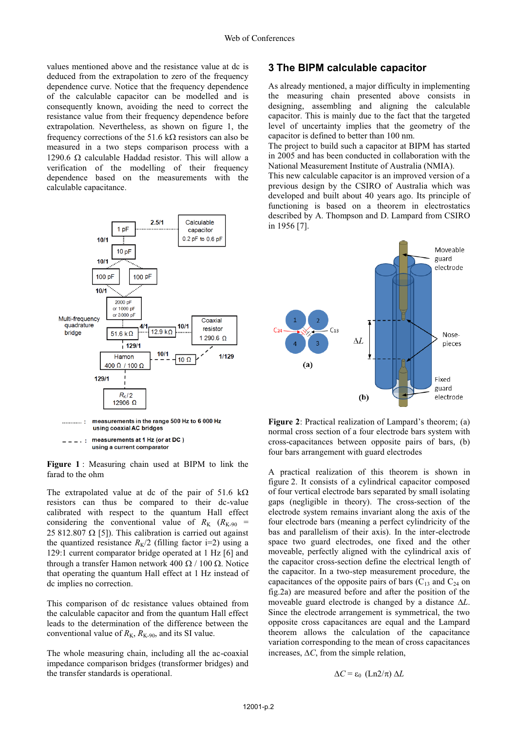values mentioned above and the resistance value at dc is deduced from the extrapolation to zero of the frequency dependence curve. Notice that the frequency dependence of the calculable capacitor can be modelled and is consequently known, avoiding the need to correct the resistance value from their frequency dependence before extrapolation. Nevertheless, as shown on figure 1, the frequency corrections of the 51.6 kΩ resistors can also be measured in a two steps comparison process with a 1290.6 Ω calculable Haddad resistor. This will allow a verification of the modelling of their frequency dependence based on the measurements with the calculable capacitance.

**Figure 1** : Measuring chain used at BIPM to link the farad to the ohm

The extrapolated value at dc of the pair of 51.6 kΩ resistors can thus be compared to their dc-value calibrated with respect to the quantum Hall effect considering the conventional value of $R_K$ ($R_{K-90}$ = 25 812.807 Ω [5]). This calibration is carried out against the quantized resistance $R_K/2$ (filling factor i=2) using a 129:1 current comparator bridge operated at 1 Hz [6] and through a transfer Hamon network 400 Ω / 100 Ω. Notice that operating the quantum Hall effect at 1 Hz instead of dc implies no correction.

This comparison of dc resistance values obtained from the calculable capacitor and from the quantum Hall effect leads to the determination of the difference between the conventional value of $R_K$, $R_{K-90}$, and its SI value.

The whole measuring chain, including all the ac-coaxial impedance comparison bridges (transformer bridges) and the transfer standards is operational.

## 3 The BIPM calculable capacitor

As already mentioned, a major difficulty in implementing the measuring chain presented above consists in designing, assembling and aligning the calculable capacitor. This is mainly due to the fact that the targeted level of uncertainty implies that the geometry of the capacitor is defined to better than 100 nm.

The project to build such a capacitor at BIPM has started in 2005 and has been conducted in collaboration with the National Measurement Institute of Australia (NMIA).

This new calculable capacitor is an improved version of a previous design by the CSIRO of Australia which was developed and built about 40 years ago. Its principle of functioning is based on a theorem in electrostatics described by A. Thompson and D. Lampard from CSIRO in 1956 [7].

**Figure 2**: Practical realization of Lampard's theorem; (a) normal cross section of a four electrode bars system with cross-capacitances between opposite pairs of bars, (b) four bars arrangement with guard electrodes

A practical realization of this theorem is shown in figure 2. It consists of a cylindrical capacitor composed of four vertical electrode bars separated by small isolating gaps (negligible in theory). The cross-section of the electrode system remains invariant along the axis of the four electrode bars (meaning a perfect cylindricity of the bas and parallelism of their axis). In the inter-electrode space two guard electrodes, one fixed and the other moveable, perfectly aligned with the cylindrical axis of the capacitor cross-section define the electrical length of the capacitor. In a two-step measurement procedure, the capacitances of the opposite pairs of bars ($C_{13}$ and $C_{24}$ on fig.2a) are measured before and after the position of the moveable guard electrode is changed by a distance $\Delta L$. Since the electrode arrangement is symmetrical, the two opposite cross capacitances are equal and the Lampard theorem allows the calculation of the capacitance variation corresponding to the mean of cross capacitances increases, $\Delta C$, from the simple relation,

$$\Delta C = \varepsilon_0 \ (\mathrm{Ln}2/\pi) \ \Delta L$$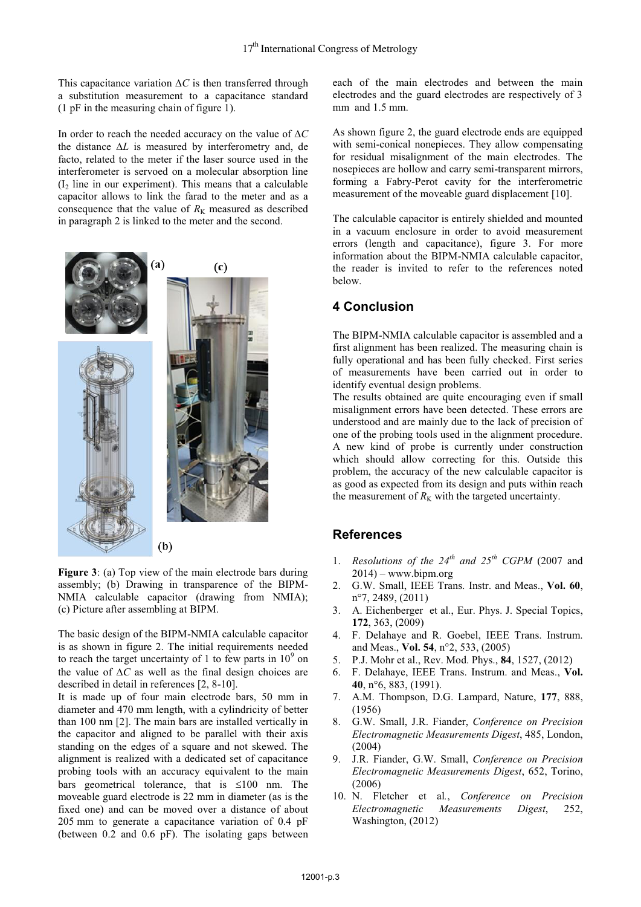This capacitance variation $\Delta C$ is then transferred through a substitution measurement to a capacitance standard (1 pF in the measuring chain of figure 1).

In order to reach the needed accuracy on the value of $\Delta C$ the distance $\Delta L$ is measured by interferometry and, de facto, related to the meter if the laser source used in the interferometer is servoed on a molecular absorption line ($I_2$ line in our experiment). This means that a calculable capacitor allows to link the farad to the meter and as a consequence that the value of $R_K$ measured as described in paragraph 2 is linked to the meter and the second.

(a) (c) (b)

**Figure 3**: (a) Top view of the main electrode bars during assembly; (b) Drawing in transparence of the BIPM-NMIA calculable capacitor (drawing from NMIA); (c) Picture after assembling at BIPM.

The basic design of the BIPM-NMIA calculable capacitor is as shown in figure 2. The initial requirements needed to reach the target uncertainty of 1 to few parts in $10^9$ on the value of $\Delta C$ as well as the final design choices are described in detail in references [2, 8-10].

It is made up of four main electrode bars, 50 mm in diameter and 470 mm length, with a cylindricity of better than 100 nm [2]. The main bars are installed vertically in the capacitor and aligned to be parallel with their axis standing on the edges of a square and not skewed. The alignment is realized with a dedicated set of capacitance probing tools with an accuracy equivalent to the main bars geometrical tolerance, that is $\leq$100 nm. The moveable guard electrode is 22 mm in diameter (as is the fixed one) and can be moved over a distance of about 205 mm to generate a capacitance variation of 0.4 pF (between 0.2 and 0.6 pF). The isolating gaps between each of the main electrodes and between the main electrodes and the guard electrodes are respectively of 3 mm and 1.5 mm.

As shown figure 2, the guard electrode ends are equipped with semi-conical nonepieces. They allow compensating for residual misalignment of the main electrodes. The nosepieces are hollow and carry semi-transparent mirrors, forming a Fabry-Perot cavity for the interferometric measurement of the moveable guard displacement [10].

The calculable capacitor is entirely shielded and mounted in a vacuum enclosure in order to avoid measurement errors (length and capacitance), figure 3. For more information about the BIPM-NMIA calculable capacitor, the reader is invited to refer to the references noted below.

## 4 Conclusion

The BIPM-NMIA calculable capacitor is assembled and a first alignment has been realized. The measuring chain is fully operational and has been fully checked. First series of measurements have been carried out in order to identify eventual design problems.

The results obtained are quite encouraging even if small misalignment errors have been detected. These errors are understood and are mainly due to the lack of precision of one of the probing tools used in the alignment procedure. A new kind of probe is currently under construction which should allow correcting for this. Outside this problem, the accuracy of the new calculable capacitor is as good as expected from its design and puts within reach the measurement of $R_K$ with the targeted uncertainty.

## References

1. *Resolutions of the 24th and 25th CGPM* (2007 and 2014) – www.bipm.org
2. G.W. Small, IEEE Trans. Instr. and Meas., **Vol. 60**, n°7, 2489, (2011)
3. A. Eichenberger et al., Eur. Phys. J. Special Topics, **172**, 363, (2009)
4. F. Delahaye and R. Goebel, IEEE Trans. Instrum. and Meas., **Vol. 54**, n°2, 533, (2005)
5. P.J. Mohr et al., Rev. Mod. Phys., **84**, 1527, (2012)
6. F. Delahaye, IEEE Trans. Instrum. and Meas., **Vol. 40**, n°6, 883, (1991).
7. A.M. Thompson, D.G. Lampard, Nature, **177**, 888, (1956)
8. G.W. Small, J.R. Fiander, *Conference on Precision Electromagnetic Measurements Digest*, 485, London, (2004)
9. J.R. Fiander, G.W. Small, *Conference on Precision Electromagnetic Measurements Digest*, 652, Torino, (2006)
10. N. Fletcher et al., *Conference on Precision Electromagnetic Measurements Digest*, 252, Washington, (2012)